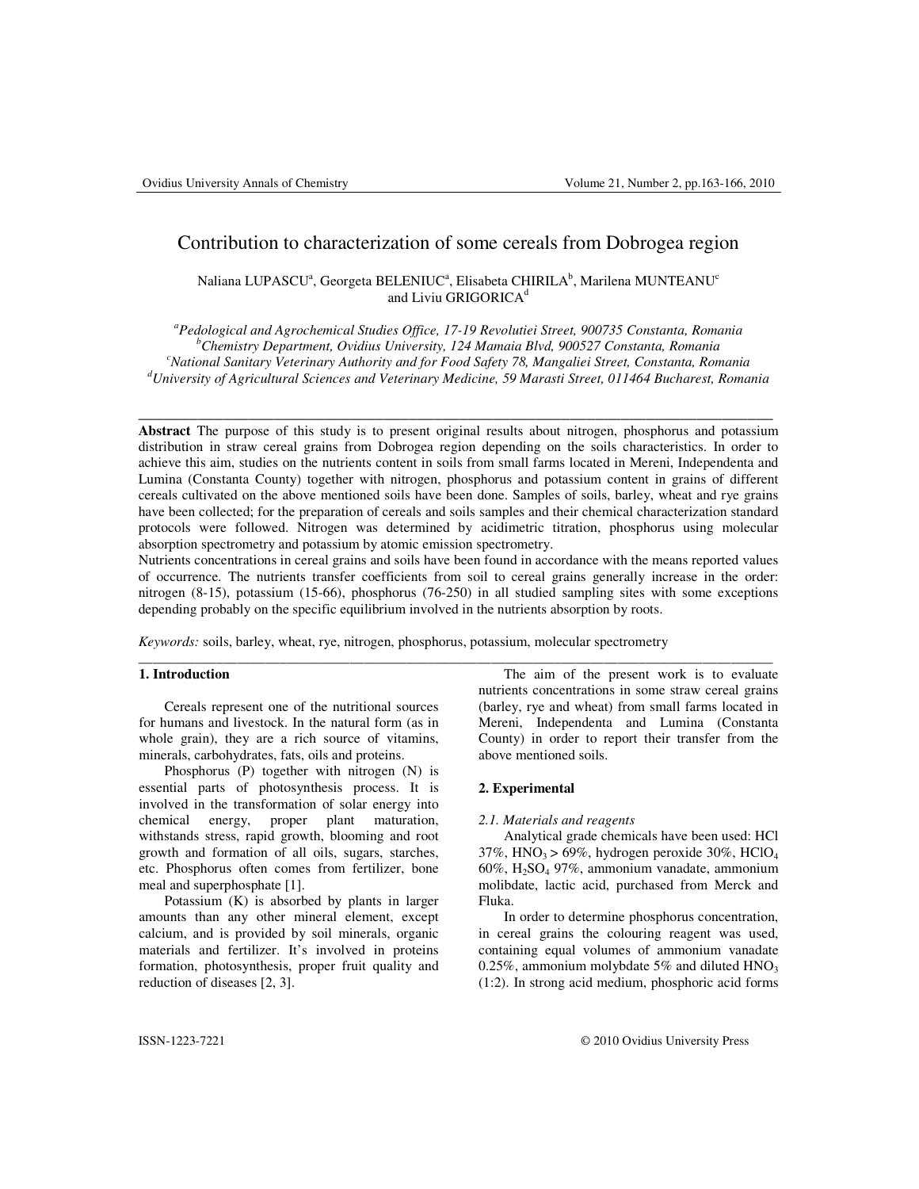# Contribution to characterization of some cereals from Dobrogea region

Naliana LUPASCU[a], Georgeta BELENIUC[a], Elisabeta CHIRILA[b], Marilena MUNTEANU[c] and Liviu GRIGORICA[d]

[a]*Pedological and Agrochemical Studies Office, 17-19 Revolutiei Street, 900735 Constanta, Romania*
[b]*Chemistry Department, Ovidius University, 124 Mamaia Blvd, 900527 Constanta, Romania*
[c]*National Sanitary Veterinary Authority and for Food Safety 78, Mangaliei Street, Constanta, Romania*
[d]*University of Agricultural Sciences and Veterinary Medicine, 59 Marasti Street, 011464 Bucharest, Romania*

---

**Abstract** The purpose of this study is to present original results about nitrogen, phosphorus and potassium distribution in straw cereal grains from Dobrogea region depending on the soils characteristics. In order to achieve this aim, studies on the nutrients content in soils from small farms located in Mereni, Independenta and Lumina (Constanta County) together with nitrogen, phosphorus and potassium content in grains of different cereals cultivated on the above mentioned soils have been done. Samples of soils, barley, wheat and rye grains have been collected; for the preparation of cereals and soils samples and their chemical characterization standard protocols were followed. Nitrogen was determined by acidimetric titration, phosphorus using molecular absorption spectrometry and potassium by atomic emission spectrometry.
Nutrients concentrations in cereal grains and soils have been found in accordance with the means reported values of occurrence. The nutrients transfer coefficients from soil to cereal grains generally increase in the order: nitrogen (8-15), potassium (15-66), phosphorus (76-250) in all studied sampling sites with some exceptions depending probably on the specific equilibrium involved in the nutrients absorption by roots.

*Keywords:* soils, barley, wheat, rye, nitrogen, phosphorus, potassium, molecular spectrometry

---

## 1. Introduction

Cereals represent one of the nutritional sources for humans and livestock. In the natural form (as in whole grain), they are a rich source of vitamins, minerals, carbohydrates, fats, oils and proteins.

Phosphorus (P) together with nitrogen (N) is essential parts of photosynthesis process. It is involved in the transformation of solar energy into chemical energy, proper plant maturation, withstands stress, rapid growth, blooming and root growth and formation of all oils, sugars, starches, etc. Phosphorus often comes from fertilizer, bone meal and superphosphate [1].

Potassium (K) is absorbed by plants in larger amounts than any other mineral element, except calcium, and is provided by soil minerals, organic materials and fertilizer. It's involved in proteins formation, photosynthesis, proper fruit quality and reduction of diseases [2, 3].

The aim of the present work is to evaluate nutrients concentrations in some straw cereal grains (barley, rye and wheat) from small farms located in Mereni, Independenta and Lumina (Constanta County) in order to report their transfer from the above mentioned soils.

## 2. Experimental

### *2.1. Materials and reagents*

Analytical grade chemicals have been used: HCl 37%, $HNO_3$ > 69%, hydrogen peroxide 30%, $HClO_4$ 60%, $H_2SO_4$ 97%, ammonium vanadate, ammonium molibdate, lactic acid, purchased from Merck and Fluka.

In order to determine phosphorus concentration, in cereal grains the colouring reagent was used, containing equal volumes of ammonium vanadate 0.25%, ammonium molybdate 5% and diluted $HNO_3$ (1:2). In strong acid medium, phosphoric acid forms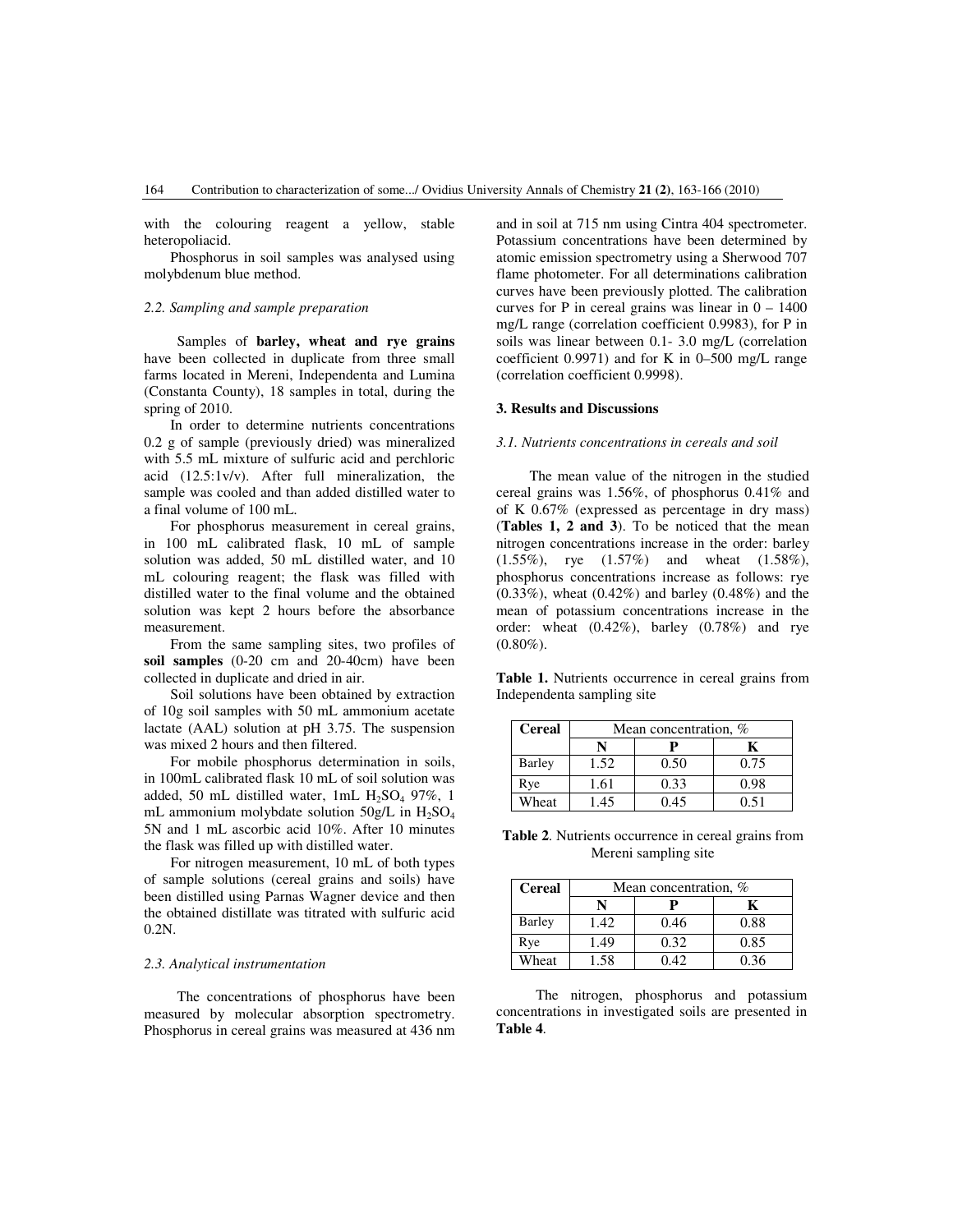with the colouring reagent a yellow, stable heteropoliacid.

Phosphorus in soil samples was analysed using molybdenum blue method.

### *2.2. Sampling and sample preparation*

Samples of **barley, wheat and rye grains** have been collected in duplicate from three small farms located in Mereni, Independenta and Lumina (Constanta County), 18 samples in total, during the spring of 2010.

In order to determine nutrients concentrations 0.2 g of sample (previously dried) was mineralized with 5.5 mL mixture of sulfuric acid and perchloric acid (12.5:1v/v). After full mineralization, the sample was cooled and than added distilled water to a final volume of 100 mL.

For phosphorus measurement in cereal grains, in 100 mL calibrated flask, 10 mL of sample solution was added, 50 mL distilled water, and 10 mL colouring reagent; the flask was filled with distilled water to the final volume and the obtained solution was kept 2 hours before the absorbance measurement.

From the same sampling sites, two profiles of **soil samples** (0-20 cm and 20-40cm) have been collected in duplicate and dried in air.

Soil solutions have been obtained by extraction of 10g soil samples with 50 mL ammonium acetate lactate (AAL) solution at pH 3.75. The suspension was mixed 2 hours and then filtered.

For mobile phosphorus determination in soils, in 100mL calibrated flask 10 mL of soil solution was added, 50 mL distilled water, 1mL $H_2SO_4$ 97%, 1 mL ammonium molybdate solution 50g/L in $H_2SO_4$ 5N and 1 mL ascorbic acid 10%. After 10 minutes the flask was filled up with distilled water.

For nitrogen measurement, 10 mL of both types of sample solutions (cereal grains and soils) have been distilled using Parnas Wagner device and then the obtained distillate was titrated with sulfuric acid 0.2N.

### *2.3. Analytical instrumentation*

The concentrations of phosphorus have been measured by molecular absorption spectrometry. Phosphorus in cereal grains was measured at 436 nm and in soil at 715 nm using Cintra 404 spectrometer. Potassium concentrations have been determined by atomic emission spectrometry using a Sherwood 707 flame photometer. For all determinations calibration curves have been previously plotted. The calibration curves for P in cereal grains was linear in 0 – 1400 mg/L range (correlation coefficient 0.9983), for P in soils was linear between 0.1- 3.0 mg/L (correlation coefficient 0.9971) and for K in 0–500 mg/L range (correlation coefficient 0.9998).

## 3. Results and Discussions

### *3.1. Nutrients concentrations in cereals and soil*

The mean value of the nitrogen in the studied cereal grains was 1.56%, of phosphorus 0.41% and of K 0.67% (expressed as percentage in dry mass) (**Tables 1, 2 and 3**). To be noticed that the mean nitrogen concentrations increase in the order: barley (1.55%), rye (1.57%) and wheat (1.58%), phosphorus concentrations increase as follows: rye (0.33%), wheat (0.42%) and barley (0.48%) and the mean of potassium concentrations increase in the order: wheat (0.42%), barley (0.78%) and rye (0.80%).

**Table 1.** Nutrients occurrence in cereal grains from Independenta sampling site

| Cereal | Mean concentration, % | | |
|---|---|---|---|
| | **N** | **P** | **K** |
| Barley | 1.52 | 0.50 | 0.75 |
| Rye | 1.61 | 0.33 | 0.98 |
| Wheat | 1.45 | 0.45 | 0.51 |

**Table 2**. Nutrients occurrence in cereal grains from Mereni sampling site

| Cereal | Mean concentration, % | | |
|---|---|---|---|
| | **N** | **P** | **K** |
| Barley | 1.42 | 0.46 | 0.88 |
| Rye | 1.49 | 0.32 | 0.85 |
| Wheat | 1.58 | 0.42 | 0.36 |

The nitrogen, phosphorus and potassium concentrations in investigated soils are presented in **Table 4**.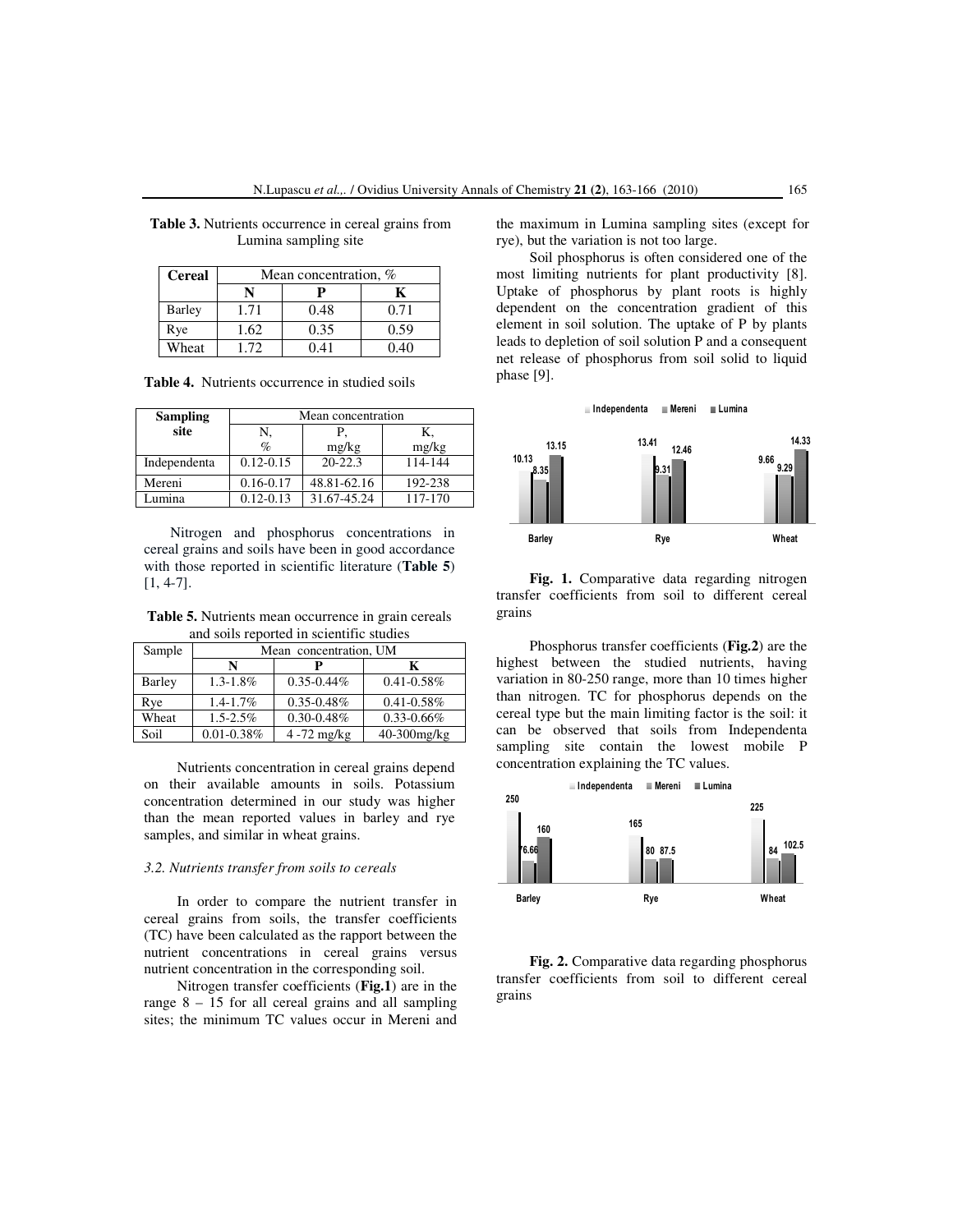**Table 3.** Nutrients occurrence in cereal grains from Lumina sampling site

| Cereal | Mean concentration, % | | |
|---|---|---|---|
| | N | P | K |
| Barley | 1.71 | 0.48 | 0.71 |
| Rye | 1.62 | 0.35 | 0.59 |
| Wheat | 1.72 | 0.41 | 0.40 |

**Table 4.** Nutrients occurrence in studied soils

| Sampling site | Mean concentration | | |
|---|---|---|---|
| | N, % | P, mg/kg | K, mg/kg |
| Independenta | 0.12-0.15 | 20-22.3 | 114-144 |
| Mereni | 0.16-0.17 | 48.81-62.16 | 192-238 |
| Lumina | 0.12-0.13 | 31.67-45.24 | 117-170 |

Nitrogen and phosphorus concentrations in cereal grains and soils have been in good accordance with those reported in scientific literature (**Table 5**) [1, 4-7].

**Table 5.** Nutrients mean occurrence in grain cereals and soils reported in scientific studies

| Sample | Mean concentration, UM | | |
|---|---|---|---|
| | N | P | K |
| Barley | 1.3-1.8% | 0.35-0.44% | 0.41-0.58% |
| Rye | 1.4-1.7% | 0.35-0.48% | 0.41-0.58% |
| Wheat | 1.5-2.5% | 0.30-0.48% | 0.33-0.66% |
| Soil | 0.01-0.38% | 4 -72 mg/kg | 40-300mg/kg |

Nutrients concentration in cereal grains depend on their available amounts in soils. Potassium concentration determined in our study was higher than the mean reported values in barley and rye samples, and similar in wheat grains.

### 3.2. Nutrients transfer from soils to cereals

In order to compare the nutrient transfer in cereal grains from soils, the transfer coefficients (TC) have been calculated as the rapport between the nutrient concentrations in cereal grains versus nutrient concentration in the corresponding soil.

Nitrogen transfer coefficients (**Fig.1**) are in the range 8 – 15 for all cereal grains and all sampling sites; the minimum TC values occur in Mereni and the maximum in Lumina sampling sites (except for rye), but the variation is not too large.

Soil phosphorus is often considered one of the most limiting nutrients for plant productivity [8]. Uptake of phosphorus by plant roots is highly dependent on the concentration gradient of this element in soil solution. The uptake of P by plants leads to depletion of soil solution P and a consequent net release of phosphorus from soil solid to liquid phase [9].

| | Independenta | Mereni | Lumina |
|---|---|---|---|
| Barley | 10.13 | 8.35 | 13.15 |
| Rye | 13.41 | 9.31 | 12.46 |
| Wheat | 9.66 | 9.29 | 14.33 |

**Fig. 1.** Comparative data regarding nitrogen transfer coefficients from soil to different cereal grains

Phosphorus transfer coefficients (**Fig.2**) are the highest between the studied nutrients, having variation in 80-250 range, more than 10 times higher than nitrogen. TC for phosphorus depends on the cereal type but the main limiting factor is the soil: it can be observed that soils from Independenta sampling site contain the lowest mobile P concentration explaining the TC values.

| | Independenta | Mereni | Lumina |
|---|---|---|---|
| Barley | 250 | 76.66 | 160 |
| Rye | 165 | 80 | 87.5 |
| Wheat | 225 | 84 | 102.5 |

**Fig. 2.** Comparative data regarding phosphorus transfer coefficients from soil to different cereal grains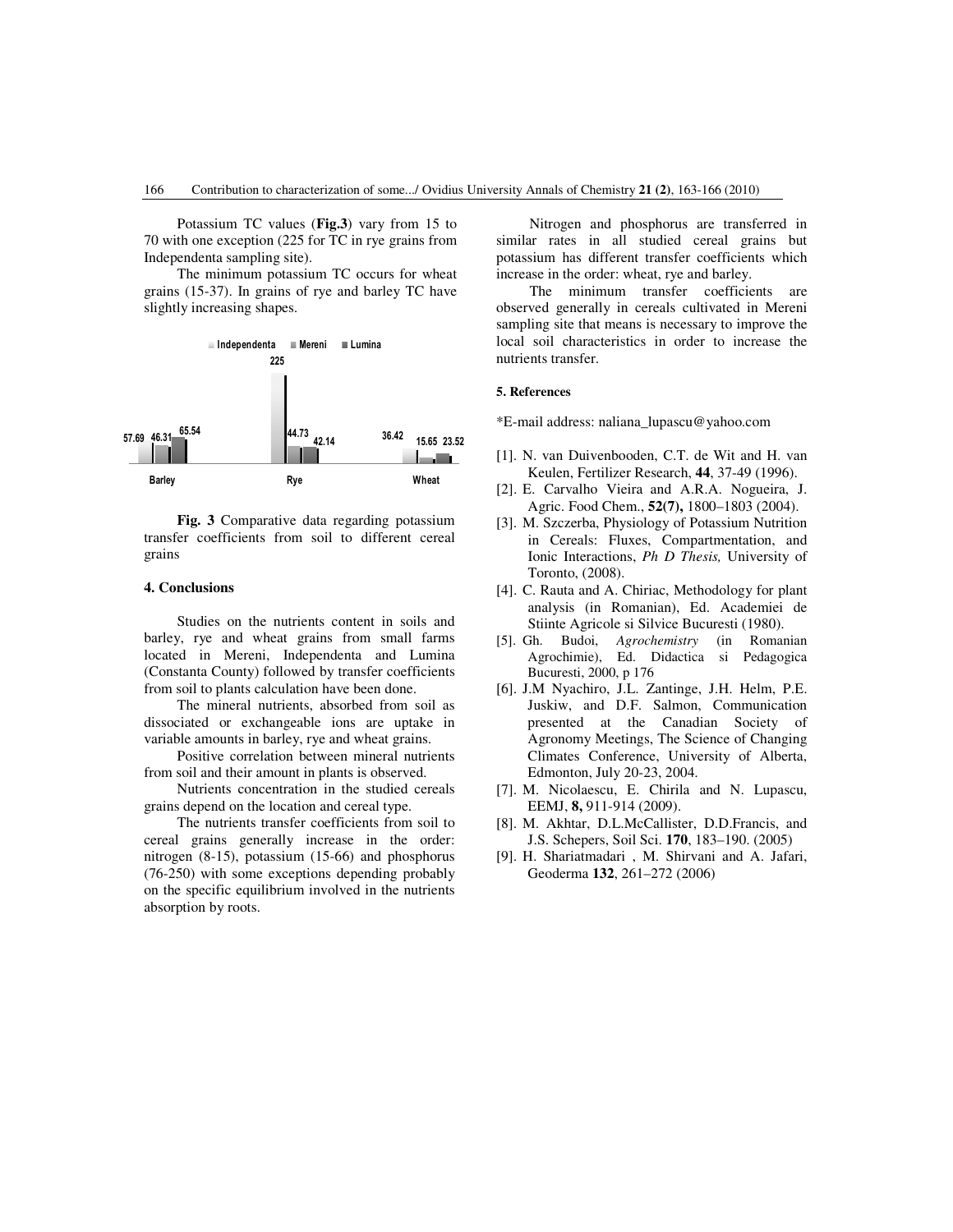Potassium TC values (**Fig.3**) vary from 15 to 70 with one exception (225 for TC in rye grains from Independenta sampling site).

The minimum potassium TC occurs for wheat grains (15-37). In grains of rye and barley TC have slightly increasing shapes.

Independenta Mereni Lumina

225

57.69 46.31 65.54

44.73 42.14

36.42 15.65 23.52

Barley Rye Wheat

**Fig. 3** Comparative data regarding potassium transfer coefficients from soil to different cereal grains

## 4. Conclusions

Studies on the nutrients content in soils and barley, rye and wheat grains from small farms located in Mereni, Independenta and Lumina (Constanta County) followed by transfer coefficients from soil to plants calculation have been done.

The mineral nutrients, absorbed from soil as dissociated or exchangeable ions are uptake in variable amounts in barley, rye and wheat grains.

Positive correlation between mineral nutrients from soil and their amount in plants is observed.

Nutrients concentration in the studied cereals grains depend on the location and cereal type.

The nutrients transfer coefficients from soil to cereal grains generally increase in the order: nitrogen (8-15), potassium (15-66) and phosphorus (76-250) with some exceptions depending probably on the specific equilibrium involved in the nutrients absorption by roots.

Nitrogen and phosphorus are transferred in similar rates in all studied cereal grains but potassium has different transfer coefficients which increase in the order: wheat, rye and barley.

The minimum transfer coefficients are observed generally in cereals cultivated in Mereni sampling site that means is necessary to improve the local soil characteristics in order to increase the nutrients transfer.

## 5. References

*E-mail address: naliana_lupascu@yahoo.com

[1]. N. van Duivenbooden, C.T. de Wit and H. van Keulen, Fertilizer Research, **44**, 37-49 (1996).

[2]. E. Carvalho Vieira and A.R.A. Nogueira, J. Agric. Food Chem., **52(7),** 1800–1803 (2004).

[3]. M. Szczerba, Physiology of Potassium Nutrition in Cereals: Fluxes, Compartmentation, and Ionic Interactions, *Ph D Thesis,* University of Toronto, (2008).

[4]. C. Rauta and A. Chiriac, Methodology for plant analysis (in Romanian), Ed. Academiei de Stiinte Agricole si Silvice Bucuresti (1980).

[5]. Gh. Budoi, *Agrochemistry* (in Romanian Agrochimie), Ed. Didactica si Pedagogica Bucuresti, 2000, p 176

[6]. J.M Nyachiro, J.L. Zantinge, J.H. Helm, P.E. Juskiw, and D.F. Salmon, Communication presented at the Canadian Society of Agronomy Meetings, The Science of Changing Climates Conference, University of Alberta, Edmonton, July 20-23, 2004.

[7]. M. Nicolaescu, E. Chirila and N. Lupascu, EEMJ, **8,** 911-914 (2009).

[8]. M. Akhtar, D.L.McCallister, D.D.Francis, and J.S. Schepers, Soil Sci. **170**, 183–190. (2005)

[9]. H. Shariatmadari , M. Shirvani and A. Jafari, Geoderma **132**, 261–272 (2006)